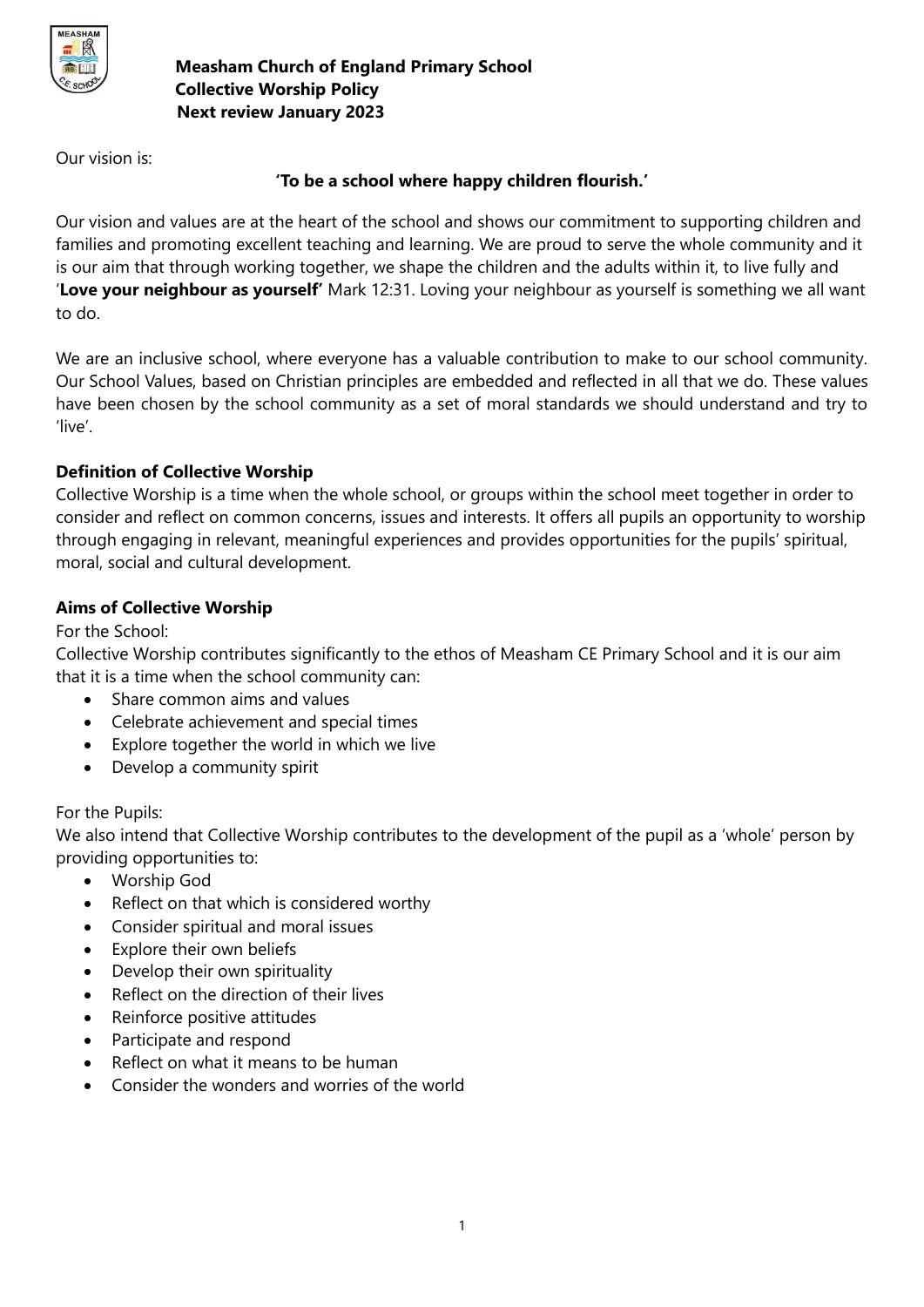# Measham Church of England Primary School
## Collective Worship Policy
**Next review January 2023**

Our vision is:

**'To be a school where happy children flourish.'**

Our vision and values are at the heart of the school and shows our commitment to supporting children and families and promoting excellent teaching and learning. We are proud to serve the whole community and it is our aim that through working together, we shape the children and the adults within it, to live fully and '**Love your neighbour as yourself'** Mark 12:31. Loving your neighbour as yourself is something we all want to do.

We are an inclusive school, where everyone has a valuable contribution to make to our school community. Our School Values, based on Christian principles are embedded and reflected in all that we do. These values have been chosen by the school community as a set of moral standards we should understand and try to 'live'.

### Definition of Collective Worship

Collective Worship is a time when the whole school, or groups within the school meet together in order to consider and reflect on common concerns, issues and interests. It offers all pupils an opportunity to worship through engaging in relevant, meaningful experiences and provides opportunities for the pupils' spiritual, moral, social and cultural development.

### Aims of Collective Worship

For the School:

Collective Worship contributes significantly to the ethos of Measham CE Primary School and it is our aim that it is a time when the school community can:

- Share common aims and values
- Celebrate achievement and special times
- Explore together the world in which we live
- Develop a community spirit

For the Pupils:

We also intend that Collective Worship contributes to the development of the pupil as a 'whole' person by providing opportunities to:

- Worship God
- Reflect on that which is considered worthy
- Consider spiritual and moral issues
- Explore their own beliefs
- Develop their own spirituality
- Reflect on the direction of their lives
- Reinforce positive attitudes
- Participate and respond
- Reflect on what it means to be human
- Consider the wonders and worries of the world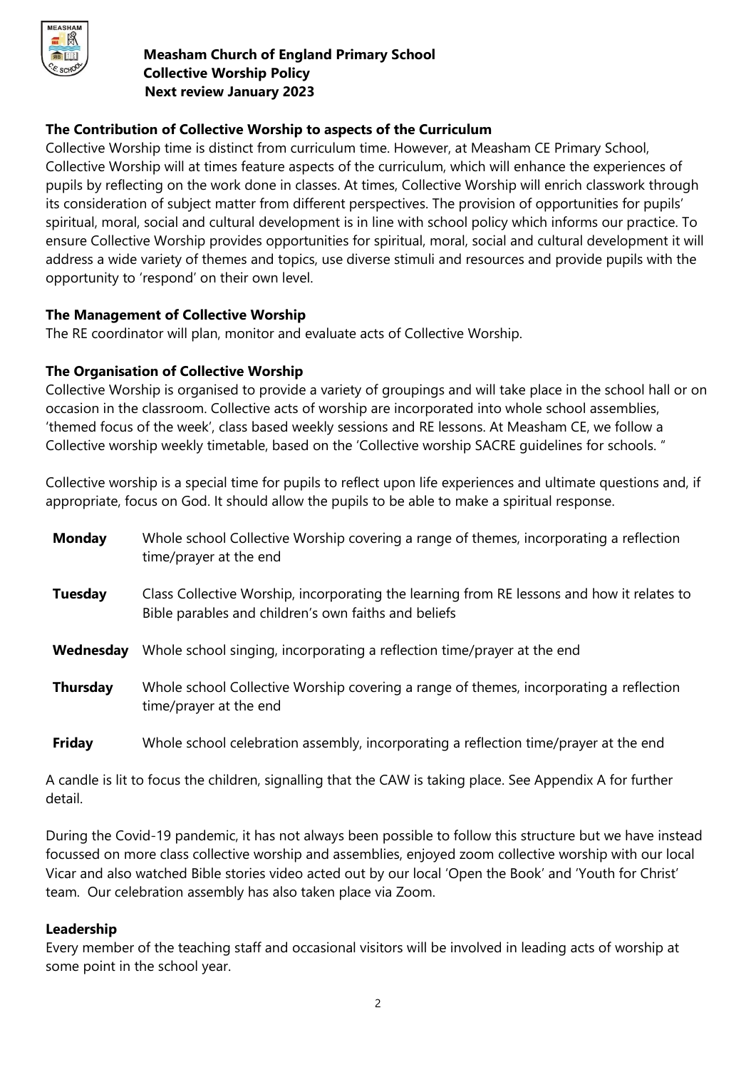**Measham Church of England Primary School**
**Collective Worship Policy**
**Next review January 2023**

### The Contribution of Collective Worship to aspects of the Curriculum

Collective Worship time is distinct from curriculum time. However, at Measham CE Primary School, Collective Worship will at times feature aspects of the curriculum, which will enhance the experiences of pupils by reflecting on the work done in classes. At times, Collective Worship will enrich classwork through its consideration of subject matter from different perspectives. The provision of opportunities for pupils' spiritual, moral, social and cultural development is in line with school policy which informs our practice. To ensure Collective Worship provides opportunities for spiritual, moral, social and cultural development it will address a wide variety of themes and topics, use diverse stimuli and resources and provide pupils with the opportunity to 'respond' on their own level.

### The Management of Collective Worship

The RE coordinator will plan, monitor and evaluate acts of Collective Worship.

### The Organisation of Collective Worship

Collective Worship is organised to provide a variety of groupings and will take place in the school hall or on occasion in the classroom. Collective acts of worship are incorporated into whole school assemblies, 'themed focus of the week', class based weekly sessions and RE lessons. At Measham CE, we follow a Collective worship weekly timetable, based on the 'Collective worship SACRE guidelines for schools. "

Collective worship is a special time for pupils to reflect upon life experiences and ultimate questions and, if appropriate, focus on God. It should allow the pupils to be able to make a spiritual response.

| | |
|---|---|
| **Monday** | Whole school Collective Worship covering a range of themes, incorporating a reflection time/prayer at the end |
| **Tuesday** | Class Collective Worship, incorporating the learning from RE lessons and how it relates to Bible parables and children's own faiths and beliefs |
| **Wednesday** | Whole school singing, incorporating a reflection time/prayer at the end |
| **Thursday** | Whole school Collective Worship covering a range of themes, incorporating a reflection time/prayer at the end |
| **Friday** | Whole school celebration assembly, incorporating a reflection time/prayer at the end |

A candle is lit to focus the children, signalling that the CAW is taking place. See Appendix A for further detail.

During the Covid-19 pandemic, it has not always been possible to follow this structure but we have instead focussed on more class collective worship and assemblies, enjoyed zoom collective worship with our local Vicar and also watched Bible stories video acted out by our local 'Open the Book' and 'Youth for Christ' team. Our celebration assembly has also taken place via Zoom.

### Leadership

Every member of the teaching staff and occasional visitors will be involved in leading acts of worship at some point in the school year.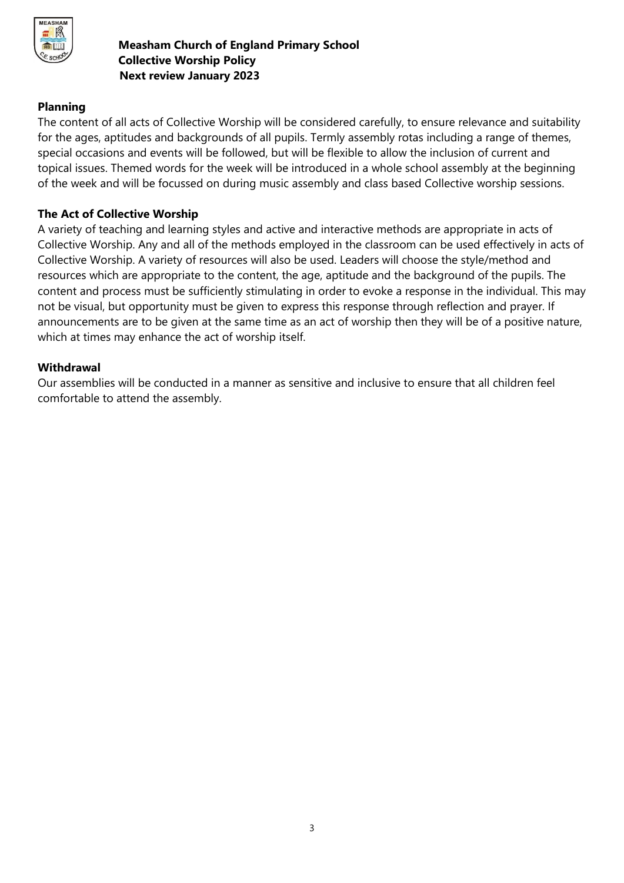**Measham Church of England Primary School**
**Collective Worship Policy**
**Next review January 2023**

### Planning

The content of all acts of Collective Worship will be considered carefully, to ensure relevance and suitability for the ages, aptitudes and backgrounds of all pupils. Termly assembly rotas including a range of themes, special occasions and events will be followed, but will be flexible to allow the inclusion of current and topical issues. Themed words for the week will be introduced in a whole school assembly at the beginning of the week and will be focussed on during music assembly and class based Collective worship sessions.

### The Act of Collective Worship

A variety of teaching and learning styles and active and interactive methods are appropriate in acts of Collective Worship. Any and all of the methods employed in the classroom can be used effectively in acts of Collective Worship. A variety of resources will also be used. Leaders will choose the style/method and resources which are appropriate to the content, the age, aptitude and the background of the pupils. The content and process must be sufficiently stimulating in order to evoke a response in the individual. This may not be visual, but opportunity must be given to express this response through reflection and prayer. If announcements are to be given at the same time as an act of worship then they will be of a positive nature, which at times may enhance the act of worship itself.

### Withdrawal

Our assemblies will be conducted in a manner as sensitive and inclusive to ensure that all children feel comfortable to attend the assembly.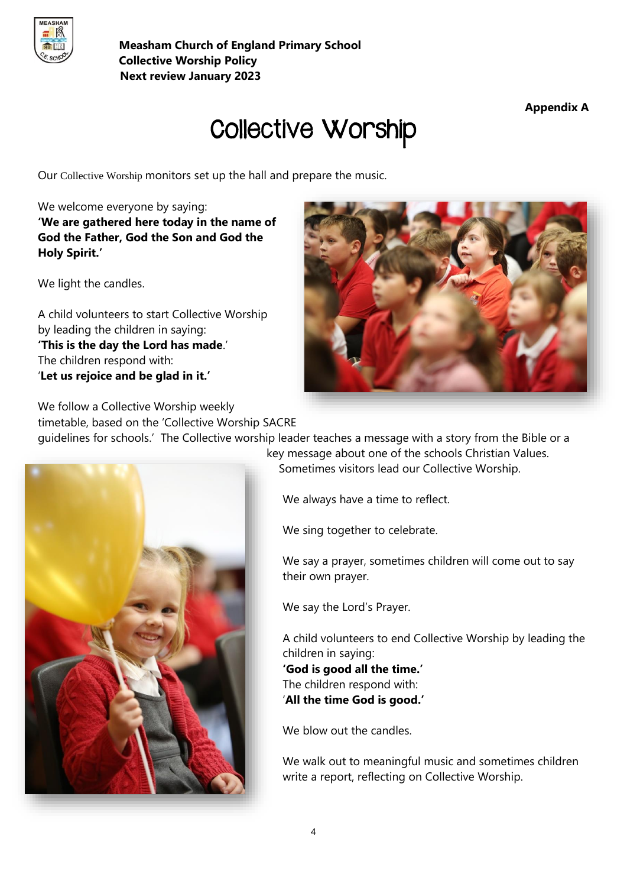**Measham Church of England Primary School**
**Collective Worship Policy**
**Next review January 2023**

**Appendix A**

# Collective Worship

Our Collective Worship monitors set up the hall and prepare the music.

We welcome everyone by saying:
**'We are gathered here today in the name of God the Father, God the Son and God the Holy Spirit.'**

We light the candles.

A child volunteers to start Collective Worship by leading the children in saying:
**'This is the day the Lord has made**.'
The children respond with:
'**Let us rejoice and be glad in it.'**

We follow a Collective Worship weekly timetable, based on the 'Collective Worship SACRE guidelines for schools.' The Collective worship leader teaches a message with a story from the Bible or a key message about one of the schools Christian Values. Sometimes visitors lead our Collective Worship.

We always have a time to reflect.

We sing together to celebrate.

We say a prayer, sometimes children will come out to say their own prayer.

We say the Lord's Prayer.

A child volunteers to end Collective Worship by leading the children in saying:
**'God is good all the time.'**
The children respond with:
'**All the time God is good.'**

We blow out the candles.

We walk out to meaningful music and sometimes children write a report, reflecting on Collective Worship.